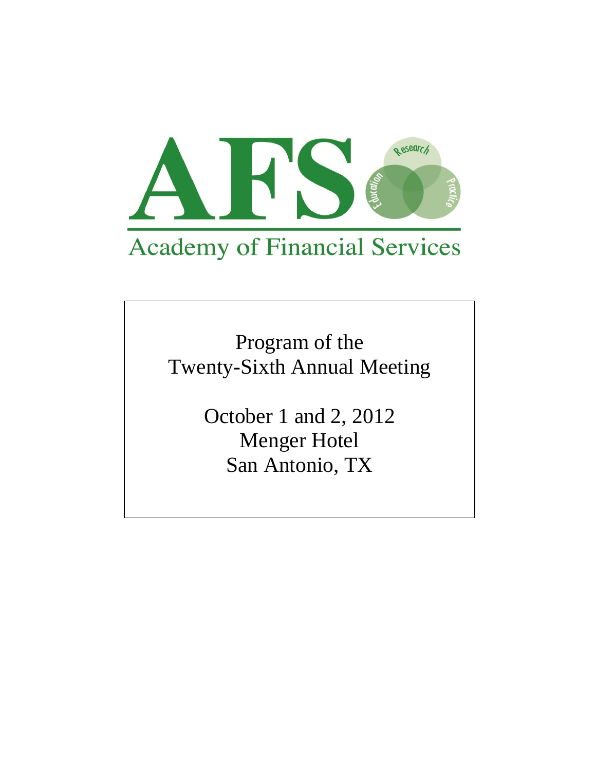# AFS

Research Education Practice

Academy of Financial Services

Program of the
Twenty-Sixth Annual Meeting

October 1 and 2, 2012
Menger Hotel
San Antonio, TX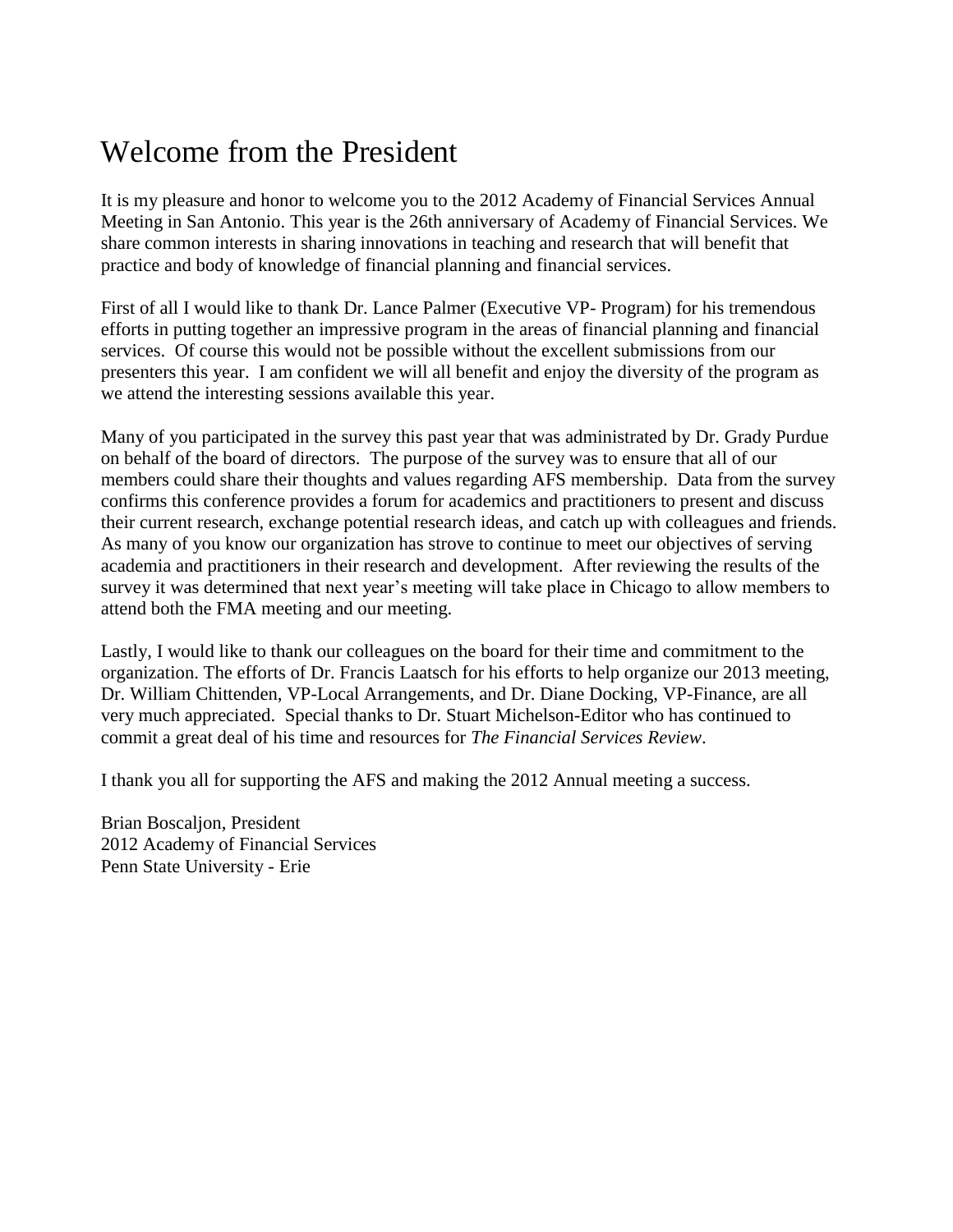# Welcome from the President

It is my pleasure and honor to welcome you to the 2012 Academy of Financial Services Annual Meeting in San Antonio. This year is the 26th anniversary of Academy of Financial Services. We share common interests in sharing innovations in teaching and research that will benefit that practice and body of knowledge of financial planning and financial services.

First of all I would like to thank Dr. Lance Palmer (Executive VP- Program) for his tremendous efforts in putting together an impressive program in the areas of financial planning and financial services. Of course this would not be possible without the excellent submissions from our presenters this year. I am confident we will all benefit and enjoy the diversity of the program as we attend the interesting sessions available this year.

Many of you participated in the survey this past year that was administrated by Dr. Grady Purdue on behalf of the board of directors. The purpose of the survey was to ensure that all of our members could share their thoughts and values regarding AFS membership. Data from the survey confirms this conference provides a forum for academics and practitioners to present and discuss their current research, exchange potential research ideas, and catch up with colleagues and friends. As many of you know our organization has strove to continue to meet our objectives of serving academia and practitioners in their research and development. After reviewing the results of the survey it was determined that next year's meeting will take place in Chicago to allow members to attend both the FMA meeting and our meeting.

Lastly, I would like to thank our colleagues on the board for their time and commitment to the organization. The efforts of Dr. Francis Laatsch for his efforts to help organize our 2013 meeting, Dr. William Chittenden, VP-Local Arrangements, and Dr. Diane Docking, VP-Finance, are all very much appreciated. Special thanks to Dr. Stuart Michelson-Editor who has continued to commit a great deal of his time and resources for *The Financial Services Review*.

I thank you all for supporting the AFS and making the 2012 Annual meeting a success.

Brian Boscaljon, President
2012 Academy of Financial Services
Penn State University - Erie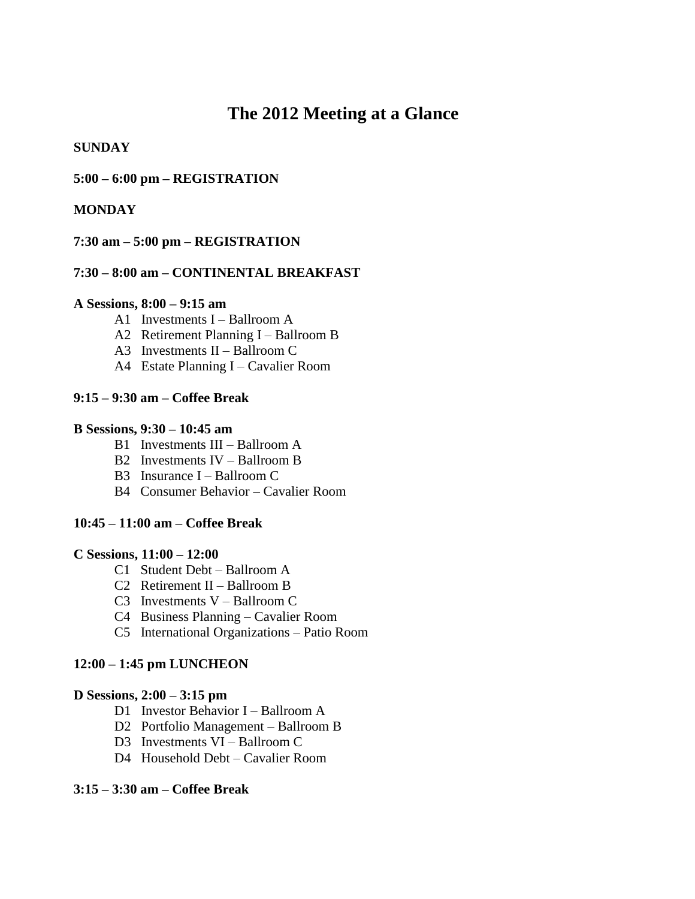# The 2012 Meeting at a Glance

**SUNDAY**

**5:00 – 6:00 pm – REGISTRATION**

**MONDAY**

**7:30 am – 5:00 pm – REGISTRATION**

**7:30 – 8:00 am – CONTINENTAL BREAKFAST**

**A Sessions, 8:00 – 9:15 am**

- A1 Investments I – Ballroom A
- A2 Retirement Planning I – Ballroom B
- A3 Investments II – Ballroom C
- A4 Estate Planning I – Cavalier Room

**9:15 – 9:30 am – Coffee Break**

**B Sessions, 9:30 – 10:45 am**

- B1 Investments III – Ballroom A
- B2 Investments IV – Ballroom B
- B3 Insurance I – Ballroom C
- B4 Consumer Behavior – Cavalier Room

**10:45 – 11:00 am – Coffee Break**

**C Sessions, 11:00 – 12:00**

- C1 Student Debt – Ballroom A
- C2 Retirement II – Ballroom B
- C3 Investments V – Ballroom C
- C4 Business Planning – Cavalier Room
- C5 International Organizations – Patio Room

**12:00 – 1:45 pm LUNCHEON**

**D Sessions, 2:00 – 3:15 pm**

- D1 Investor Behavior I – Ballroom A
- D2 Portfolio Management – Ballroom B
- D3 Investments VI – Ballroom C
- D4 Household Debt – Cavalier Room

**3:15 – 3:30 am – Coffee Break**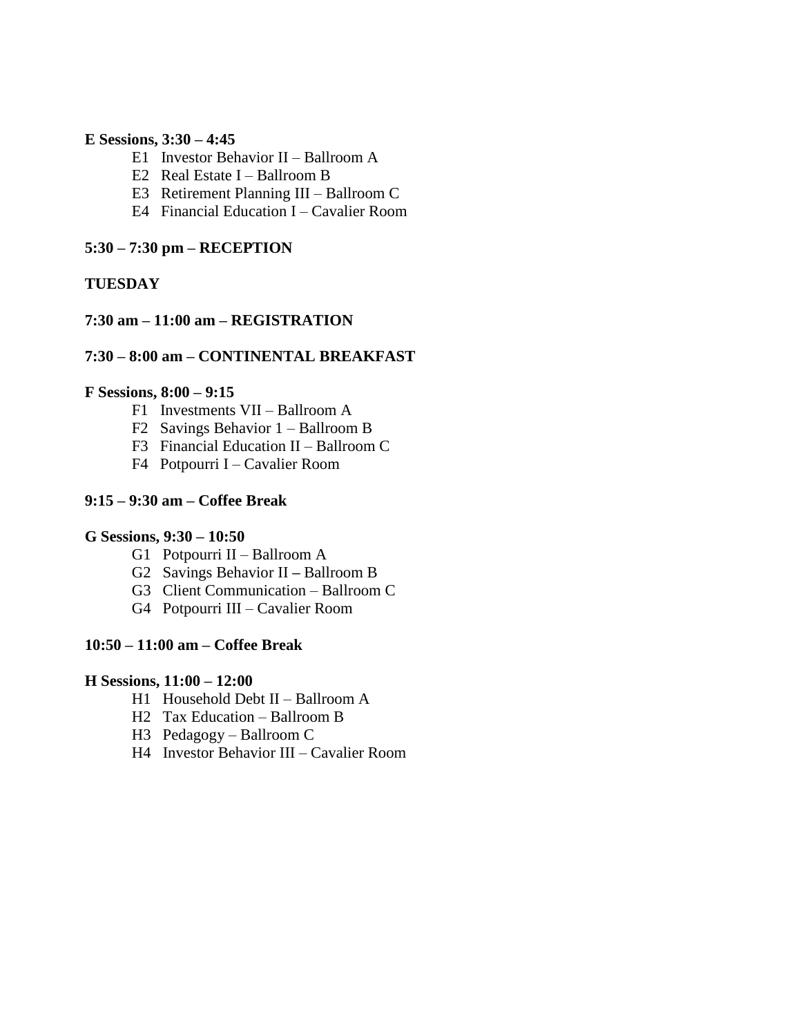**E Sessions, 3:30 – 4:45**

- E1 Investor Behavior II – Ballroom A
- E2 Real Estate I – Ballroom B
- E3 Retirement Planning III – Ballroom C
- E4 Financial Education I – Cavalier Room

**5:30 – 7:30 pm – RECEPTION**

**TUESDAY**

**7:30 am – 11:00 am – REGISTRATION**

**7:30 – 8:00 am – CONTINENTAL BREAKFAST**

**F Sessions, 8:00 – 9:15**

- F1 Investments VII – Ballroom A
- F2 Savings Behavior 1 – Ballroom B
- F3 Financial Education II – Ballroom C
- F4 Potpourri I – Cavalier Room

**9:15 – 9:30 am – Coffee Break**

**G Sessions, 9:30 – 10:50**

- G1 Potpourri II – Ballroom A
- G2 Savings Behavior II – Ballroom B
- G3 Client Communication – Ballroom C
- G4 Potpourri III – Cavalier Room

**10:50 – 11:00 am – Coffee Break**

**H Sessions, 11:00 – 12:00**

- H1 Household Debt II – Ballroom A
- H2 Tax Education – Ballroom B
- H3 Pedagogy – Ballroom C
- H4 Investor Behavior III – Cavalier Room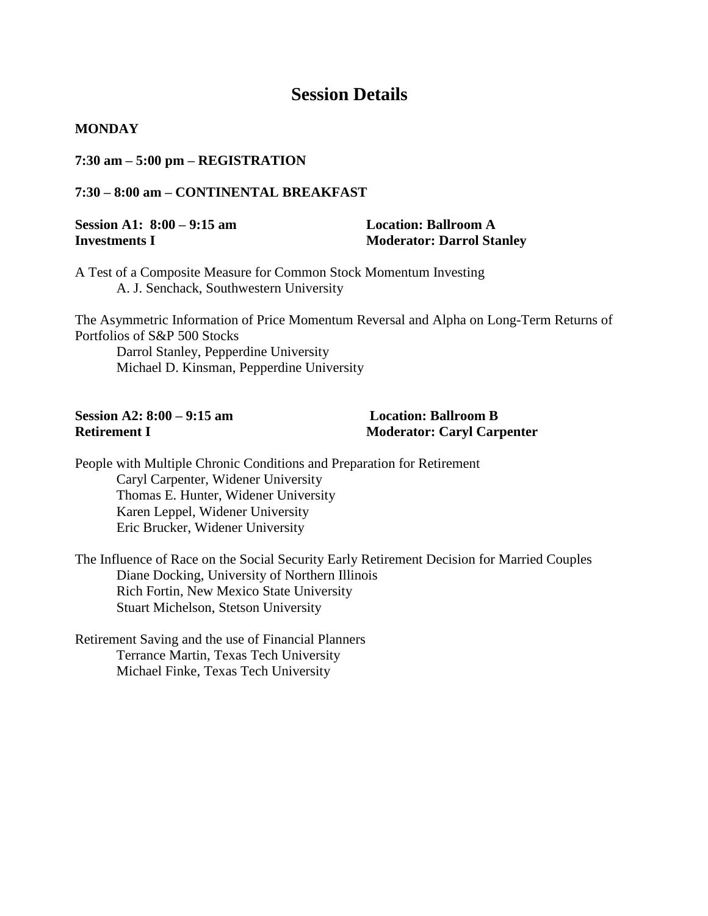## Session Details

**MONDAY**

**7:30 am – 5:00 pm – REGISTRATION**

**7:30 – 8:00 am – CONTINENTAL BREAKFAST**

**Session A1: 8:00 – 9:15 am** | **Location: Ballroom A**
**Investments I** | **Moderator: Darrol Stanley**

A Test of a Composite Measure for Common Stock Momentum Investing
A. J. Senchack, Southwestern University

The Asymmetric Information of Price Momentum Reversal and Alpha on Long-Term Returns of Portfolios of S&P 500 Stocks
Darrol Stanley, Pepperdine University
Michael D. Kinsman, Pepperdine University

**Session A2: 8:00 – 9:15 am** | **Location: Ballroom B**
**Retirement I** | **Moderator: Caryl Carpenter**

People with Multiple Chronic Conditions and Preparation for Retirement
Caryl Carpenter, Widener University
Thomas E. Hunter, Widener University
Karen Leppel, Widener University
Eric Brucker, Widener University

The Influence of Race on the Social Security Early Retirement Decision for Married Couples
Diane Docking, University of Northern Illinois
Rich Fortin, New Mexico State University
Stuart Michelson, Stetson University

Retirement Saving and the use of Financial Planners
Terrance Martin, Texas Tech University
Michael Finke, Texas Tech University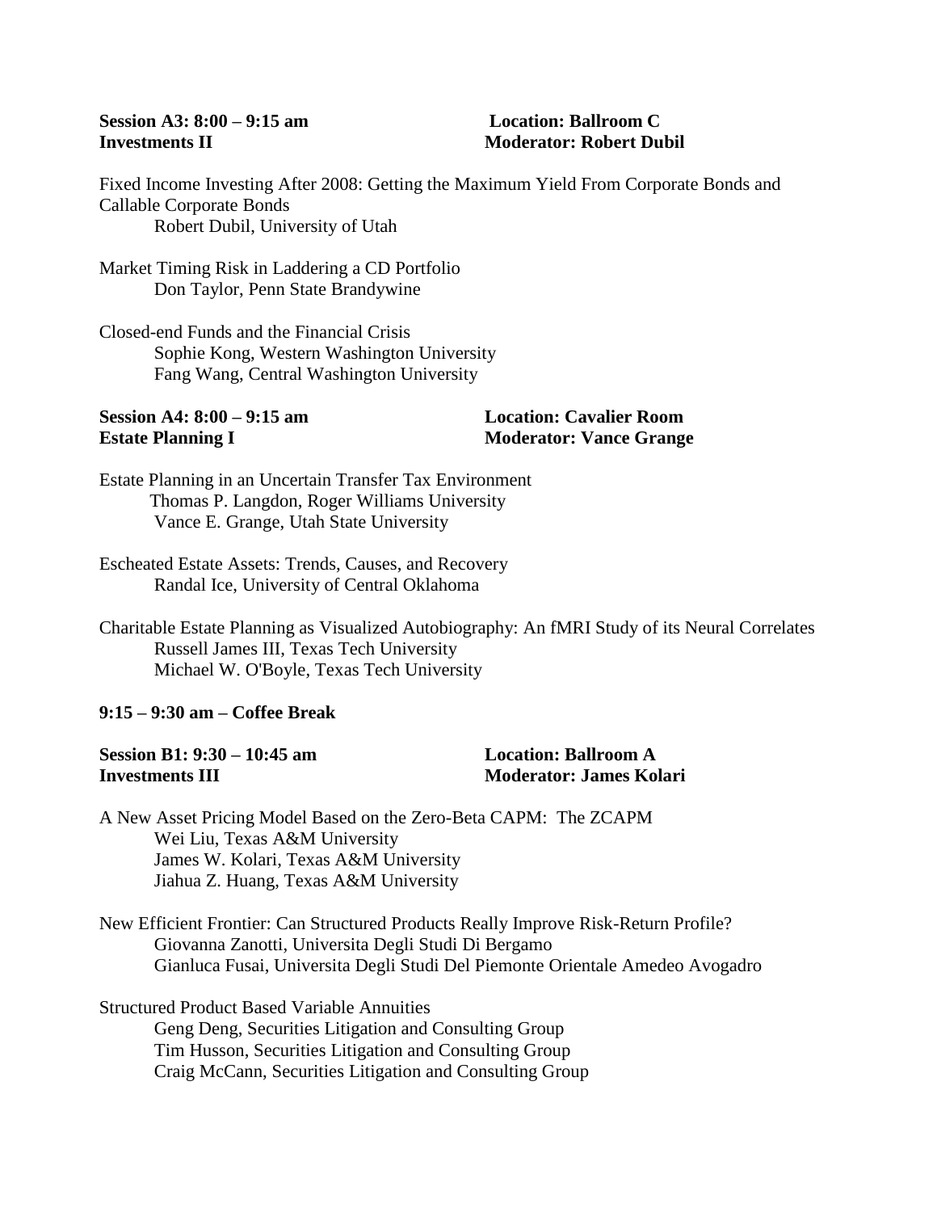**Session A3: 8:00 – 9:15 am** **Location: Ballroom C**
**Investments II** **Moderator: Robert Dubil**

Fixed Income Investing After 2008: Getting the Maximum Yield From Corporate Bonds and Callable Corporate Bonds
Robert Dubil, University of Utah

Market Timing Risk in Laddering a CD Portfolio
Don Taylor, Penn State Brandywine

Closed-end Funds and the Financial Crisis
Sophie Kong, Western Washington University
Fang Wang, Central Washington University

**Session A4: 8:00 – 9:15 am** **Location: Cavalier Room**
**Estate Planning I** **Moderator: Vance Grange**

Estate Planning in an Uncertain Transfer Tax Environment
Thomas P. Langdon, Roger Williams University
Vance E. Grange, Utah State University

Escheated Estate Assets: Trends, Causes, and Recovery
Randal Ice, University of Central Oklahoma

Charitable Estate Planning as Visualized Autobiography: An fMRI Study of its Neural Correlates
Russell James III, Texas Tech University
Michael W. O'Boyle, Texas Tech University

**9:15 – 9:30 am – Coffee Break**

**Session B1: 9:30 – 10:45 am** **Location: Ballroom A**
**Investments III** **Moderator: James Kolari**

A New Asset Pricing Model Based on the Zero-Beta CAPM: The ZCAPM
Wei Liu, Texas A&M University
James W. Kolari, Texas A&M University
Jiahua Z. Huang, Texas A&M University

New Efficient Frontier: Can Structured Products Really Improve Risk-Return Profile?
Giovanna Zanotti, Universita Degli Studi Di Bergamo
Gianluca Fusai, Universita Degli Studi Del Piemonte Orientale Amedeo Avogadro

Structured Product Based Variable Annuities
Geng Deng, Securities Litigation and Consulting Group
Tim Husson, Securities Litigation and Consulting Group
Craig McCann, Securities Litigation and Consulting Group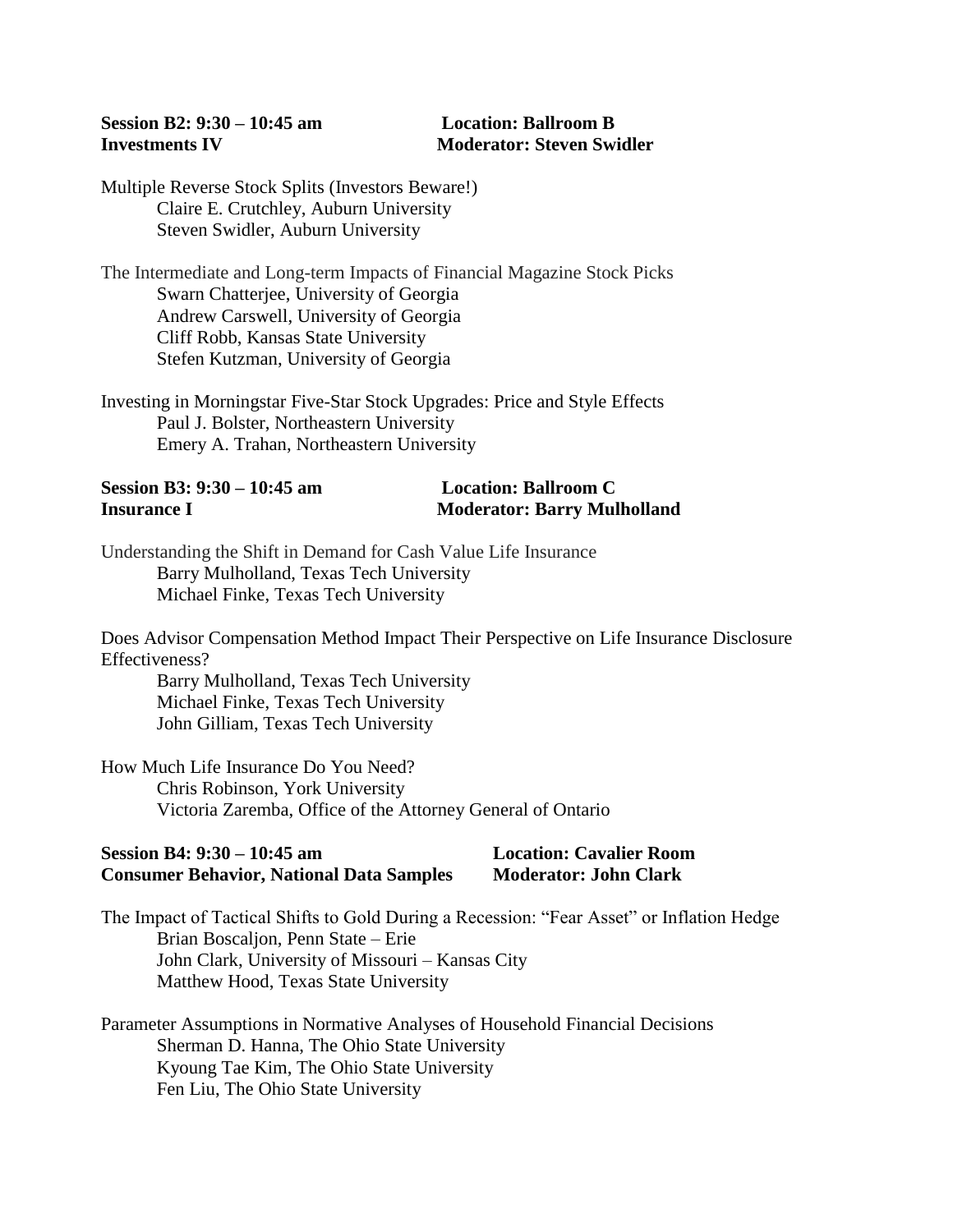**Session B2: 9:30 – 10:45 am** **Location: Ballroom B**
**Investments IV** **Moderator: Steven Swidler**

Multiple Reverse Stock Splits (Investors Beware!)
Claire E. Crutchley, Auburn University
Steven Swidler, Auburn University

The Intermediate and Long-term Impacts of Financial Magazine Stock Picks
Swarn Chatterjee, University of Georgia
Andrew Carswell, University of Georgia
Cliff Robb, Kansas State University
Stefen Kutzman, University of Georgia

Investing in Morningstar Five-Star Stock Upgrades: Price and Style Effects
Paul J. Bolster, Northeastern University
Emery A. Trahan, Northeastern University

**Session B3: 9:30 – 10:45 am** **Location: Ballroom C**
**Insurance I** **Moderator: Barry Mulholland**

Understanding the Shift in Demand for Cash Value Life Insurance
Barry Mulholland, Texas Tech University
Michael Finke, Texas Tech University

Does Advisor Compensation Method Impact Their Perspective on Life Insurance Disclosure Effectiveness?
Barry Mulholland, Texas Tech University
Michael Finke, Texas Tech University
John Gilliam, Texas Tech University

How Much Life Insurance Do You Need?
Chris Robinson, York University
Victoria Zaremba, Office of the Attorney General of Ontario

**Session B4: 9:30 – 10:45 am** **Location: Cavalier Room**
**Consumer Behavior, National Data Samples** **Moderator: John Clark**

The Impact of Tactical Shifts to Gold During a Recession: "Fear Asset" or Inflation Hedge
Brian Boscaljon, Penn State – Erie
John Clark, University of Missouri – Kansas City
Matthew Hood, Texas State University

Parameter Assumptions in Normative Analyses of Household Financial Decisions
Sherman D. Hanna, The Ohio State University
Kyoung Tae Kim, The Ohio State University
Fen Liu, The Ohio State University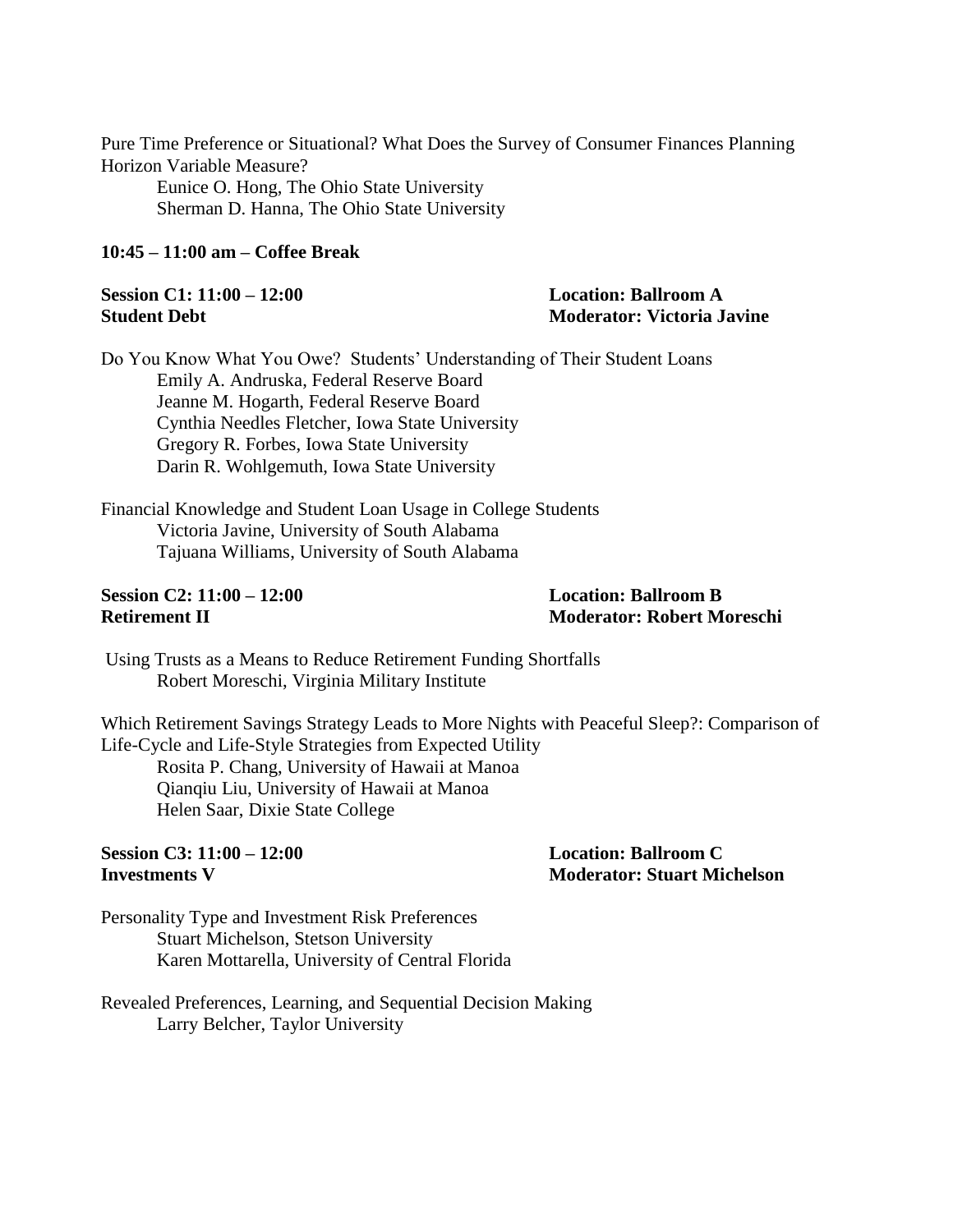Pure Time Preference or Situational? What Does the Survey of Consumer Finances Planning Horizon Variable Measure?

Eunice O. Hong, The Ohio State University
Sherman D. Hanna, The Ohio State University

**10:45 – 11:00 am – Coffee Break**

**Session C1: 11:00 – 12:00** **Location: Ballroom A**
**Student Debt** **Moderator: Victoria Javine**

Do You Know What You Owe? Students' Understanding of Their Student Loans

Emily A. Andruska, Federal Reserve Board
Jeanne M. Hogarth, Federal Reserve Board
Cynthia Needles Fletcher, Iowa State University
Gregory R. Forbes, Iowa State University
Darin R. Wohlgemuth, Iowa State University

Financial Knowledge and Student Loan Usage in College Students

Victoria Javine, University of South Alabama
Tajuana Williams, University of South Alabama

**Session C2: 11:00 – 12:00** **Location: Ballroom B**
**Retirement II** **Moderator: Robert Moreschi**

Using Trusts as a Means to Reduce Retirement Funding Shortfalls

Robert Moreschi, Virginia Military Institute

Which Retirement Savings Strategy Leads to More Nights with Peaceful Sleep?: Comparison of Life-Cycle and Life-Style Strategies from Expected Utility

Rosita P. Chang, University of Hawaii at Manoa
Qianqiu Liu, University of Hawaii at Manoa
Helen Saar, Dixie State College

**Session C3: 11:00 – 12:00** **Location: Ballroom C**
**Investments V** **Moderator: Stuart Michelson**

Personality Type and Investment Risk Preferences

Stuart Michelson, Stetson University
Karen Mottarella, University of Central Florida

Revealed Preferences, Learning, and Sequential Decision Making

Larry Belcher, Taylor University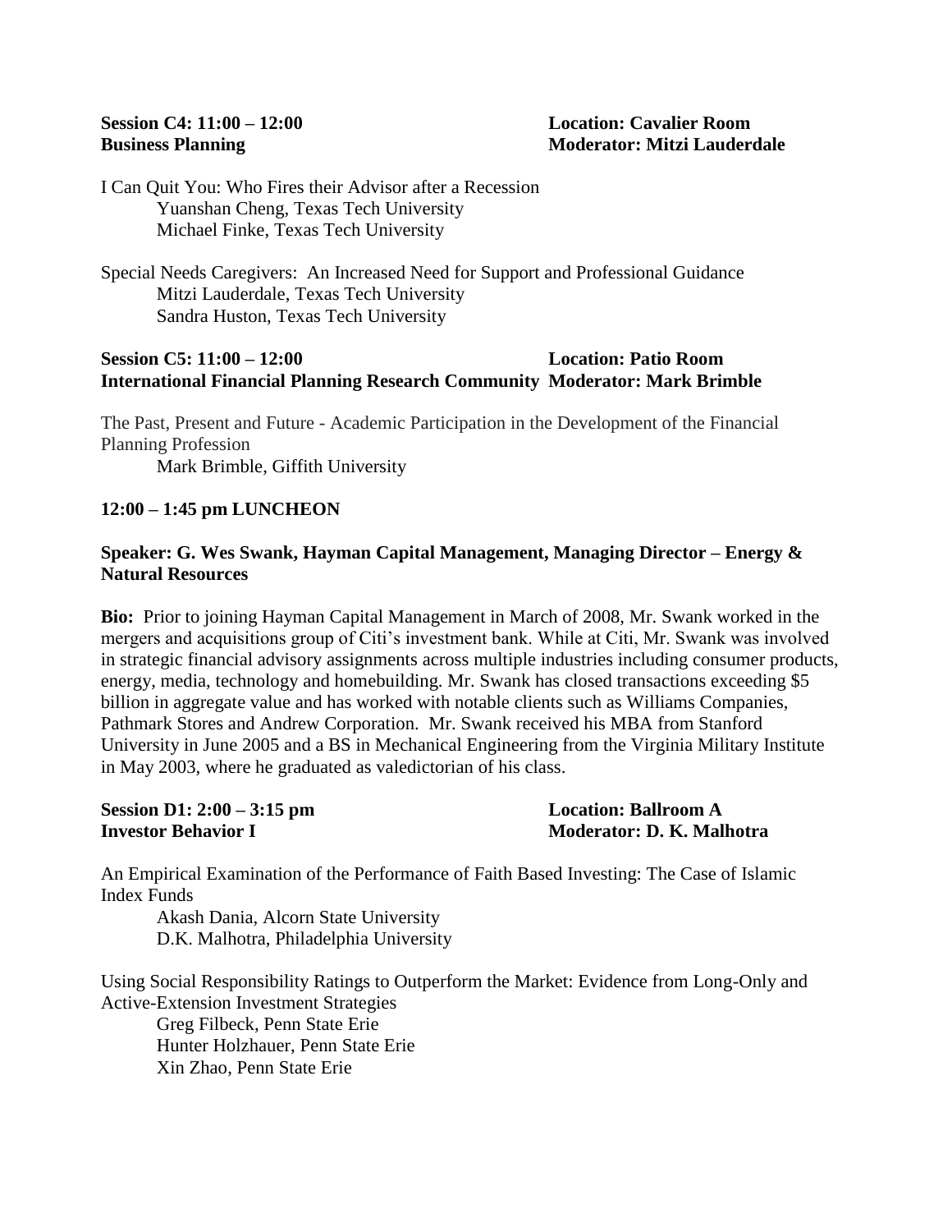**Session C4: 11:00 – 12:00** **Location: Cavalier Room**
**Business Planning** **Moderator: Mitzi Lauderdale**

I Can Quit You: Who Fires their Advisor after a Recession
Yuanshan Cheng, Texas Tech University
Michael Finke, Texas Tech University

Special Needs Caregivers: An Increased Need for Support and Professional Guidance
Mitzi Lauderdale, Texas Tech University
Sandra Huston, Texas Tech University

**Session C5: 11:00 – 12:00** **Location: Patio Room**
**International Financial Planning Research Community** **Moderator: Mark Brimble**

The Past, Present and Future - Academic Participation in the Development of the Financial Planning Profession
Mark Brimble, Giffith University

**12:00 – 1:45 pm LUNCHEON**

**Speaker: G. Wes Swank, Hayman Capital Management, Managing Director – Energy & Natural Resources**

**Bio:** Prior to joining Hayman Capital Management in March of 2008, Mr. Swank worked in the mergers and acquisitions group of Citi's investment bank. While at Citi, Mr. Swank was involved in strategic financial advisory assignments across multiple industries including consumer products, energy, media, technology and homebuilding. Mr. Swank has closed transactions exceeding $5 billion in aggregate value and has worked with notable clients such as Williams Companies, Pathmark Stores and Andrew Corporation. Mr. Swank received his MBA from Stanford University in June 2005 and a BS in Mechanical Engineering from the Virginia Military Institute in May 2003, where he graduated as valedictorian of his class.

**Session D1: 2:00 – 3:15 pm** **Location: Ballroom A**
**Investor Behavior I** **Moderator: D. K. Malhotra**

An Empirical Examination of the Performance of Faith Based Investing: The Case of Islamic Index Funds
Akash Dania, Alcorn State University
D.K. Malhotra, Philadelphia University

Using Social Responsibility Ratings to Outperform the Market: Evidence from Long-Only and Active-Extension Investment Strategies
Greg Filbeck, Penn State Erie
Hunter Holzhauer, Penn State Erie
Xin Zhao, Penn State Erie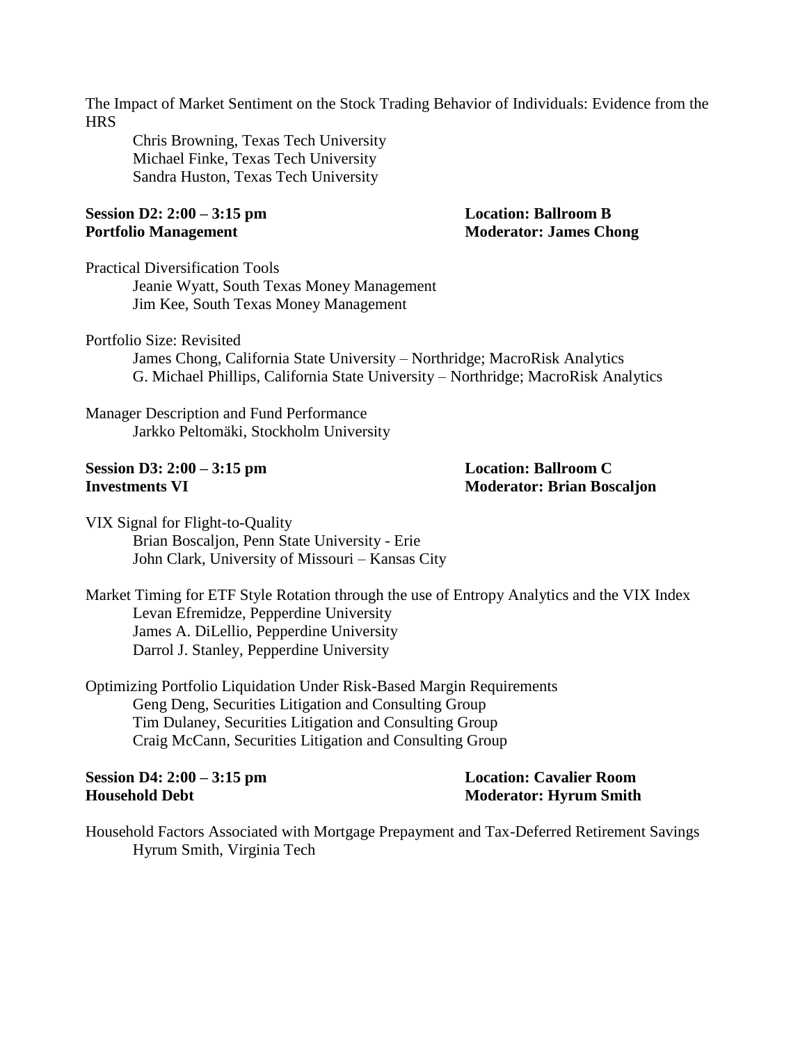The Impact of Market Sentiment on the Stock Trading Behavior of Individuals: Evidence from the HRS

Chris Browning, Texas Tech University
Michael Finke, Texas Tech University
Sandra Huston, Texas Tech University

**Session D2: 2:00 – 3:15 pm** **Location: Ballroom B**
**Portfolio Management** **Moderator: James Chong**

Practical Diversification Tools

Jeanie Wyatt, South Texas Money Management
Jim Kee, South Texas Money Management

Portfolio Size: Revisited

James Chong, California State University – Northridge; MacroRisk Analytics
G. Michael Phillips, California State University – Northridge; MacroRisk Analytics

Manager Description and Fund Performance

Jarkko Peltomäki, Stockholm University

**Session D3: 2:00 – 3:15 pm** **Location: Ballroom C**
**Investments VI** **Moderator: Brian Boscaljon**

VIX Signal for Flight-to-Quality

Brian Boscaljon, Penn State University - Erie
John Clark, University of Missouri – Kansas City

Market Timing for ETF Style Rotation through the use of Entropy Analytics and the VIX Index

Levan Efremidze, Pepperdine University
James A. DiLellio, Pepperdine University
Darrol J. Stanley, Pepperdine University

Optimizing Portfolio Liquidation Under Risk-Based Margin Requirements

Geng Deng, Securities Litigation and Consulting Group
Tim Dulaney, Securities Litigation and Consulting Group
Craig McCann, Securities Litigation and Consulting Group

**Session D4: 2:00 – 3:15 pm** **Location: Cavalier Room**
**Household Debt** **Moderator: Hyrum Smith**

Household Factors Associated with Mortgage Prepayment and Tax-Deferred Retirement Savings

Hyrum Smith, Virginia Tech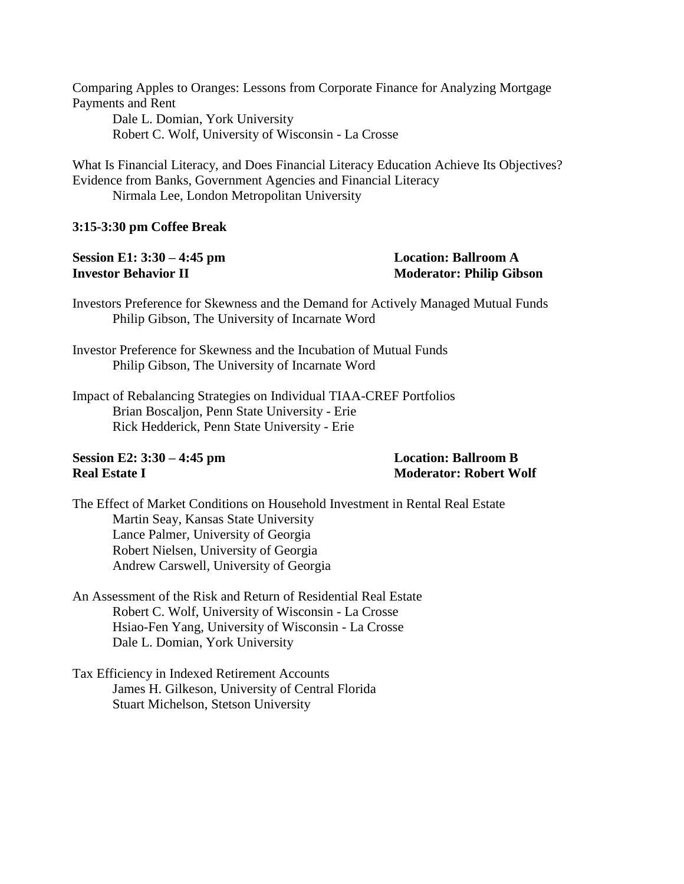Comparing Apples to Oranges: Lessons from Corporate Finance for Analyzing Mortgage Payments and Rent

Dale L. Domian, York University
Robert C. Wolf, University of Wisconsin - La Crosse

What Is Financial Literacy, and Does Financial Literacy Education Achieve Its Objectives? Evidence from Banks, Government Agencies and Financial Literacy

Nirmala Lee, London Metropolitan University

**3:15-3:30 pm Coffee Break**

**Session E1: 3:30 – 4:45 pm** **Location: Ballroom A**
**Investor Behavior II** **Moderator: Philip Gibson**

Investors Preference for Skewness and the Demand for Actively Managed Mutual Funds

Philip Gibson, The University of Incarnate Word

Investor Preference for Skewness and the Incubation of Mutual Funds

Philip Gibson, The University of Incarnate Word

Impact of Rebalancing Strategies on Individual TIAA-CREF Portfolios

Brian Boscaljon, Penn State University - Erie
Rick Hedderick, Penn State University - Erie

**Session E2: 3:30 – 4:45 pm** **Location: Ballroom B**
**Real Estate I** **Moderator: Robert Wolf**

The Effect of Market Conditions on Household Investment in Rental Real Estate

Martin Seay, Kansas State University
Lance Palmer, University of Georgia
Robert Nielsen, University of Georgia
Andrew Carswell, University of Georgia

An Assessment of the Risk and Return of Residential Real Estate

Robert C. Wolf, University of Wisconsin - La Crosse
Hsiao-Fen Yang, University of Wisconsin - La Crosse
Dale L. Domian, York University

Tax Efficiency in Indexed Retirement Accounts

James H. Gilkeson, University of Central Florida
Stuart Michelson, Stetson University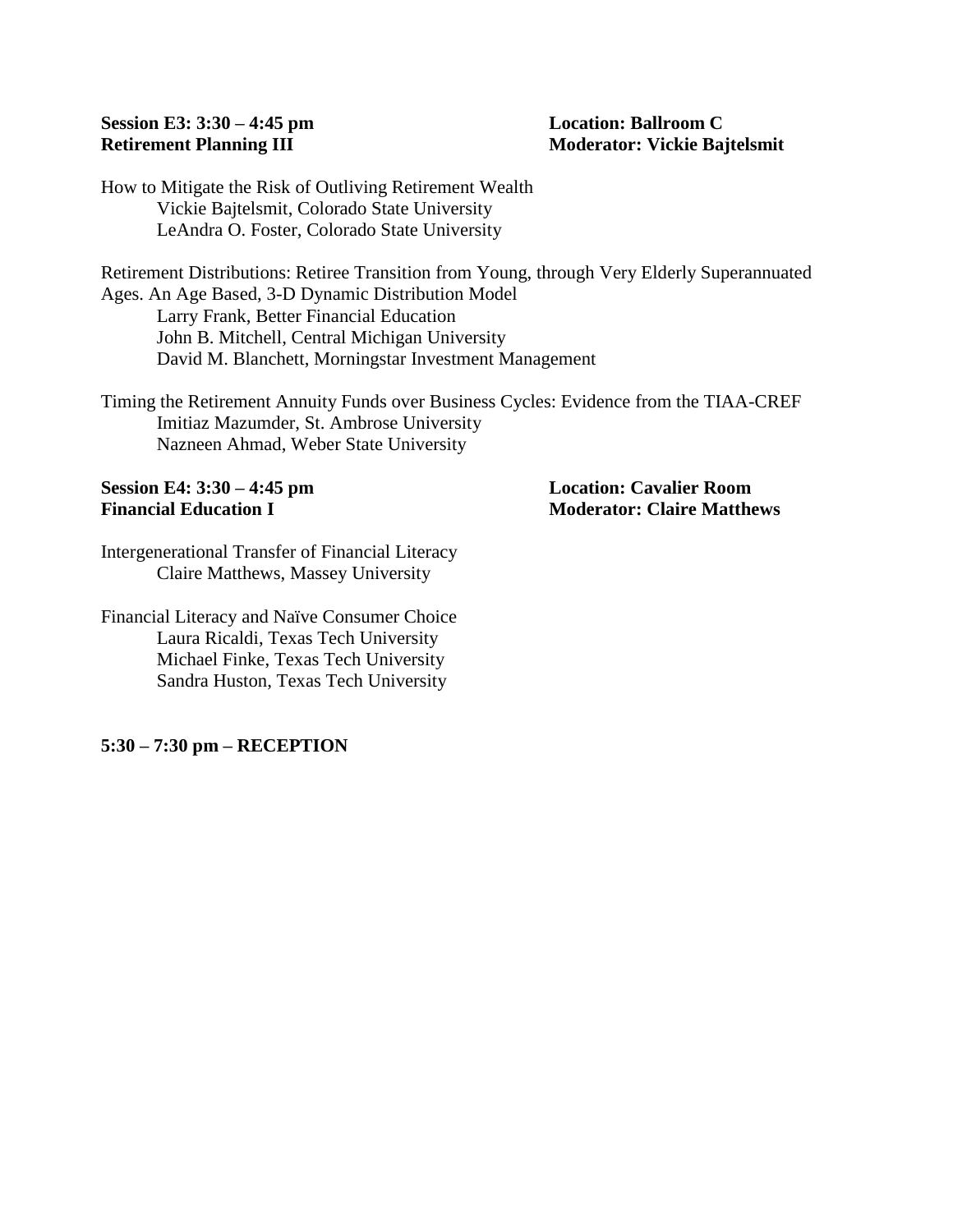**Session E3: 3:30 – 4:45 pm**
**Retirement Planning III**

**Location: Ballroom C**
**Moderator: Vickie Bajtelsmit**

How to Mitigate the Risk of Outliving Retirement Wealth
- Vickie Bajtelsmit, Colorado State University
- LeAndra O. Foster, Colorado State University

Retirement Distributions: Retiree Transition from Young, through Very Elderly Superannuated Ages. An Age Based, 3-D Dynamic Distribution Model
- Larry Frank, Better Financial Education
- John B. Mitchell, Central Michigan University
- David M. Blanchett, Morningstar Investment Management

Timing the Retirement Annuity Funds over Business Cycles: Evidence from the TIAA-CREF
- Imitiaz Mazumder, St. Ambrose University
- Nazneen Ahmad, Weber State University

**Session E4: 3:30 – 4:45 pm**
**Financial Education I**

**Location: Cavalier Room**
**Moderator: Claire Matthews**

Intergenerational Transfer of Financial Literacy
- Claire Matthews, Massey University

Financial Literacy and Naïve Consumer Choice
- Laura Ricaldi, Texas Tech University
- Michael Finke, Texas Tech University
- Sandra Huston, Texas Tech University

**5:30 – 7:30 pm – RECEPTION**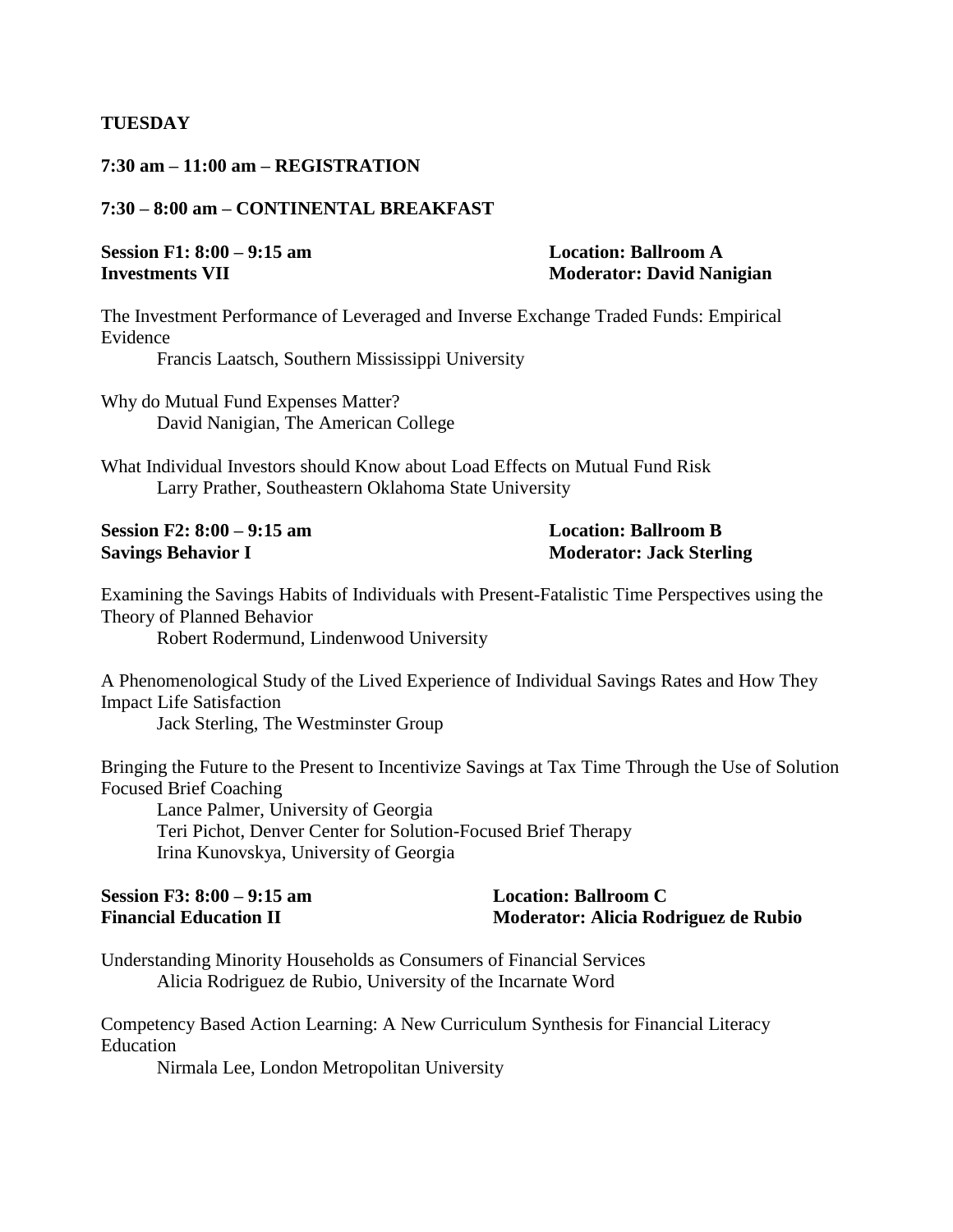**TUESDAY**

**7:30 am – 11:00 am – REGISTRATION**

**7:30 – 8:00 am – CONTINENTAL BREAKFAST**

**Session F1: 8:00 – 9:15 am** **Location: Ballroom A**
**Investments VII** **Moderator: David Nanigian**

The Investment Performance of Leveraged and Inverse Exchange Traded Funds: Empirical Evidence
Francis Laatsch, Southern Mississippi University

Why do Mutual Fund Expenses Matter?
David Nanigian, The American College

What Individual Investors should Know about Load Effects on Mutual Fund Risk
Larry Prather, Southeastern Oklahoma State University

**Session F2: 8:00 – 9:15 am** **Location: Ballroom B**
**Savings Behavior I** **Moderator: Jack Sterling**

Examining the Savings Habits of Individuals with Present-Fatalistic Time Perspectives using the Theory of Planned Behavior
Robert Rodermund, Lindenwood University

A Phenomenological Study of the Lived Experience of Individual Savings Rates and How They Impact Life Satisfaction
Jack Sterling, The Westminster Group

Bringing the Future to the Present to Incentivize Savings at Tax Time Through the Use of Solution Focused Brief Coaching
Lance Palmer, University of Georgia
Teri Pichot, Denver Center for Solution-Focused Brief Therapy
Irina Kunovskya, University of Georgia

**Session F3: 8:00 – 9:15 am** **Location: Ballroom C**
**Financial Education II** **Moderator: Alicia Rodriguez de Rubio**

Understanding Minority Households as Consumers of Financial Services
Alicia Rodriguez de Rubio, University of the Incarnate Word

Competency Based Action Learning: A New Curriculum Synthesis for Financial Literacy Education
Nirmala Lee, London Metropolitan University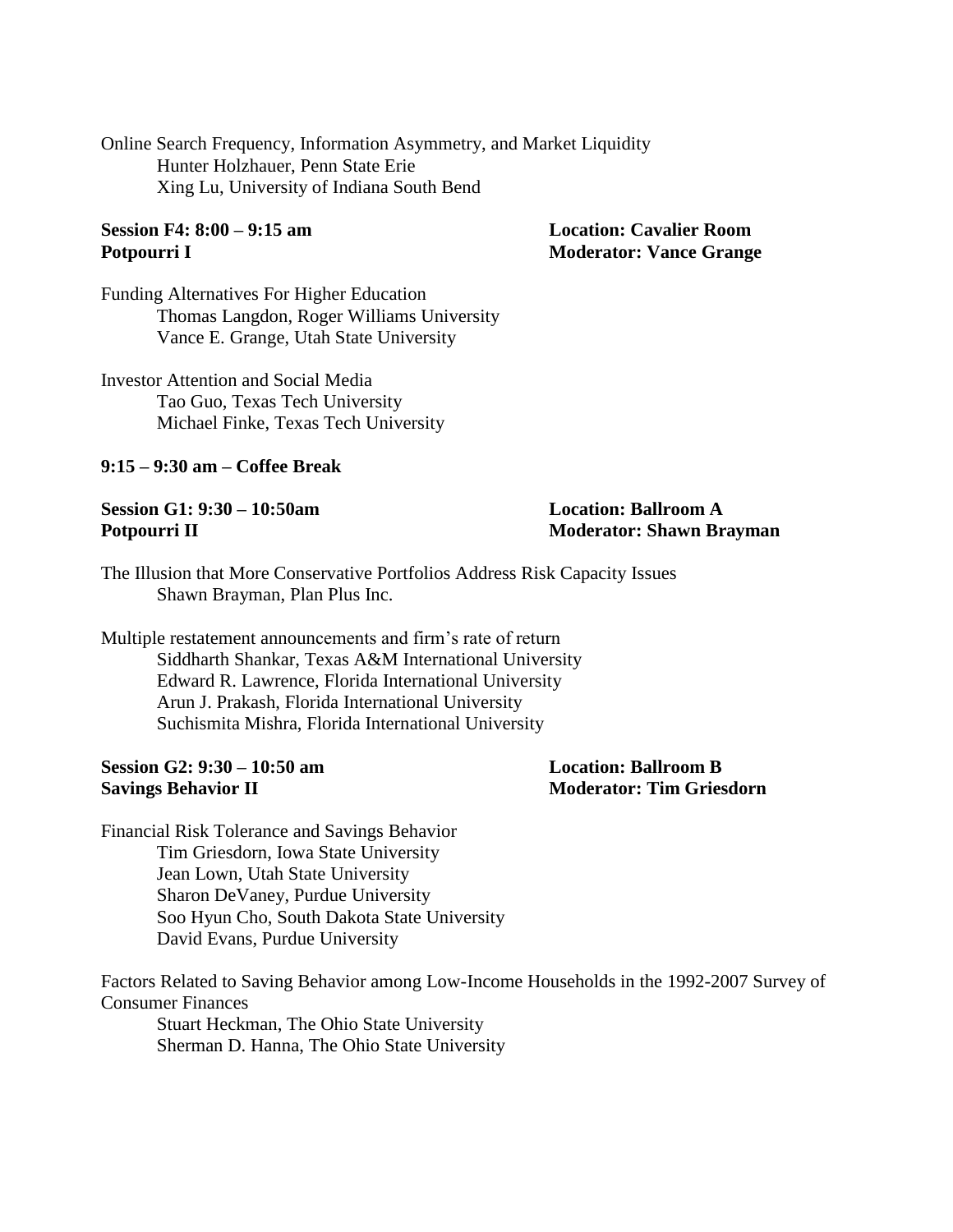Online Search Frequency, Information Asymmetry, and Market Liquidity
Hunter Holzhauer, Penn State Erie
Xing Lu, University of Indiana South Bend

**Session F4: 8:00 – 9:15 am**
**Potpourri I**
**Location: Cavalier Room**
**Moderator: Vance Grange**

Funding Alternatives For Higher Education
Thomas Langdon, Roger Williams University
Vance E. Grange, Utah State University

Investor Attention and Social Media
Tao Guo, Texas Tech University
Michael Finke, Texas Tech University

**9:15 – 9:30 am – Coffee Break**

**Session G1: 9:30 – 10:50am**
**Potpourri II**
**Location: Ballroom A**
**Moderator: Shawn Brayman**

The Illusion that More Conservative Portfolios Address Risk Capacity Issues
Shawn Brayman, Plan Plus Inc.

Multiple restatement announcements and firm's rate of return
Siddharth Shankar, Texas A&M International University
Edward R. Lawrence, Florida International University
Arun J. Prakash, Florida International University
Suchismita Mishra, Florida International University

**Session G2: 9:30 – 10:50 am**
**Savings Behavior II**
**Location: Ballroom B**
**Moderator: Tim Griesdorn**

Financial Risk Tolerance and Savings Behavior
Tim Griesdorn, Iowa State University
Jean Lown, Utah State University
Sharon DeVaney, Purdue University
Soo Hyun Cho, South Dakota State University
David Evans, Purdue University

Factors Related to Saving Behavior among Low-Income Households in the 1992-2007 Survey of Consumer Finances
Stuart Heckman, The Ohio State University
Sherman D. Hanna, The Ohio State University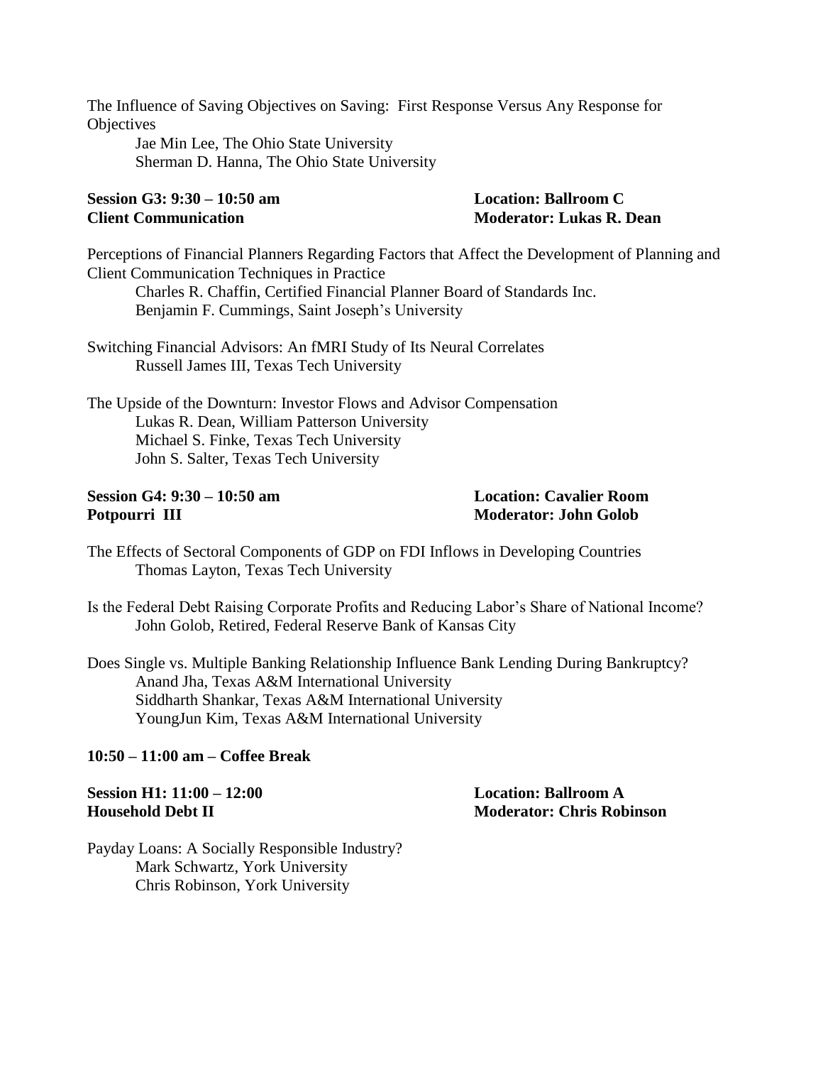The Influence of Saving Objectives on Saving: First Response Versus Any Response for Objectives

Jae Min Lee, The Ohio State University
Sherman D. Hanna, The Ohio State University

**Session G3: 9:30 – 10:50 am** **Location: Ballroom C**
**Client Communication** **Moderator: Lukas R. Dean**

Perceptions of Financial Planners Regarding Factors that Affect the Development of Planning and Client Communication Techniques in Practice

Charles R. Chaffin, Certified Financial Planner Board of Standards Inc.
Benjamin F. Cummings, Saint Joseph's University

Switching Financial Advisors: An fMRI Study of Its Neural Correlates

Russell James III, Texas Tech University

The Upside of the Downturn: Investor Flows and Advisor Compensation

Lukas R. Dean, William Patterson University
Michael S. Finke, Texas Tech University
John S. Salter, Texas Tech University

**Session G4: 9:30 – 10:50 am** **Location: Cavalier Room**
**Potpourri III** **Moderator: John Golob**

The Effects of Sectoral Components of GDP on FDI Inflows in Developing Countries

Thomas Layton, Texas Tech University

Is the Federal Debt Raising Corporate Profits and Reducing Labor's Share of National Income?

John Golob, Retired, Federal Reserve Bank of Kansas City

Does Single vs. Multiple Banking Relationship Influence Bank Lending During Bankruptcy?

Anand Jha, Texas A&M International University
Siddharth Shankar, Texas A&M International University
YoungJun Kim, Texas A&M International University

**10:50 – 11:00 am – Coffee Break**

**Session H1: 11:00 – 12:00** **Location: Ballroom A**
**Household Debt II** **Moderator: Chris Robinson**

Payday Loans: A Socially Responsible Industry?

Mark Schwartz, York University
Chris Robinson, York University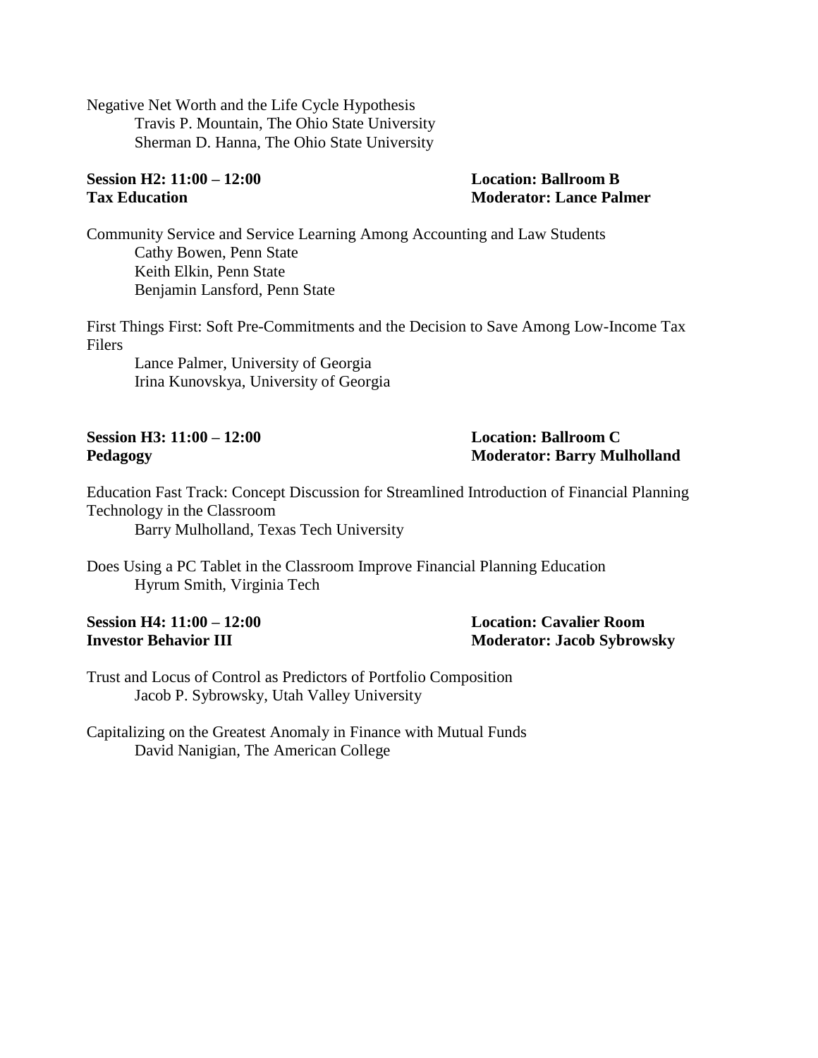Negative Net Worth and the Life Cycle Hypothesis
Travis P. Mountain, The Ohio State University
Sherman D. Hanna, The Ohio State University

**Session H2: 11:00 – 12:00** **Location: Ballroom B**
**Tax Education** **Moderator: Lance Palmer**

Community Service and Service Learning Among Accounting and Law Students
Cathy Bowen, Penn State
Keith Elkin, Penn State
Benjamin Lansford, Penn State

First Things First: Soft Pre-Commitments and the Decision to Save Among Low-Income Tax Filers
Lance Palmer, University of Georgia
Irina Kunovskya, University of Georgia

**Session H3: 11:00 – 12:00** **Location: Ballroom C**
**Pedagogy** **Moderator: Barry Mulholland**

Education Fast Track: Concept Discussion for Streamlined Introduction of Financial Planning Technology in the Classroom
Barry Mulholland, Texas Tech University

Does Using a PC Tablet in the Classroom Improve Financial Planning Education
Hyrum Smith, Virginia Tech

**Session H4: 11:00 – 12:00** **Location: Cavalier Room**
**Investor Behavior III** **Moderator: Jacob Sybrowsky**

Trust and Locus of Control as Predictors of Portfolio Composition
Jacob P. Sybrowsky, Utah Valley University

Capitalizing on the Greatest Anomaly in Finance with Mutual Funds
David Nanigian, The American College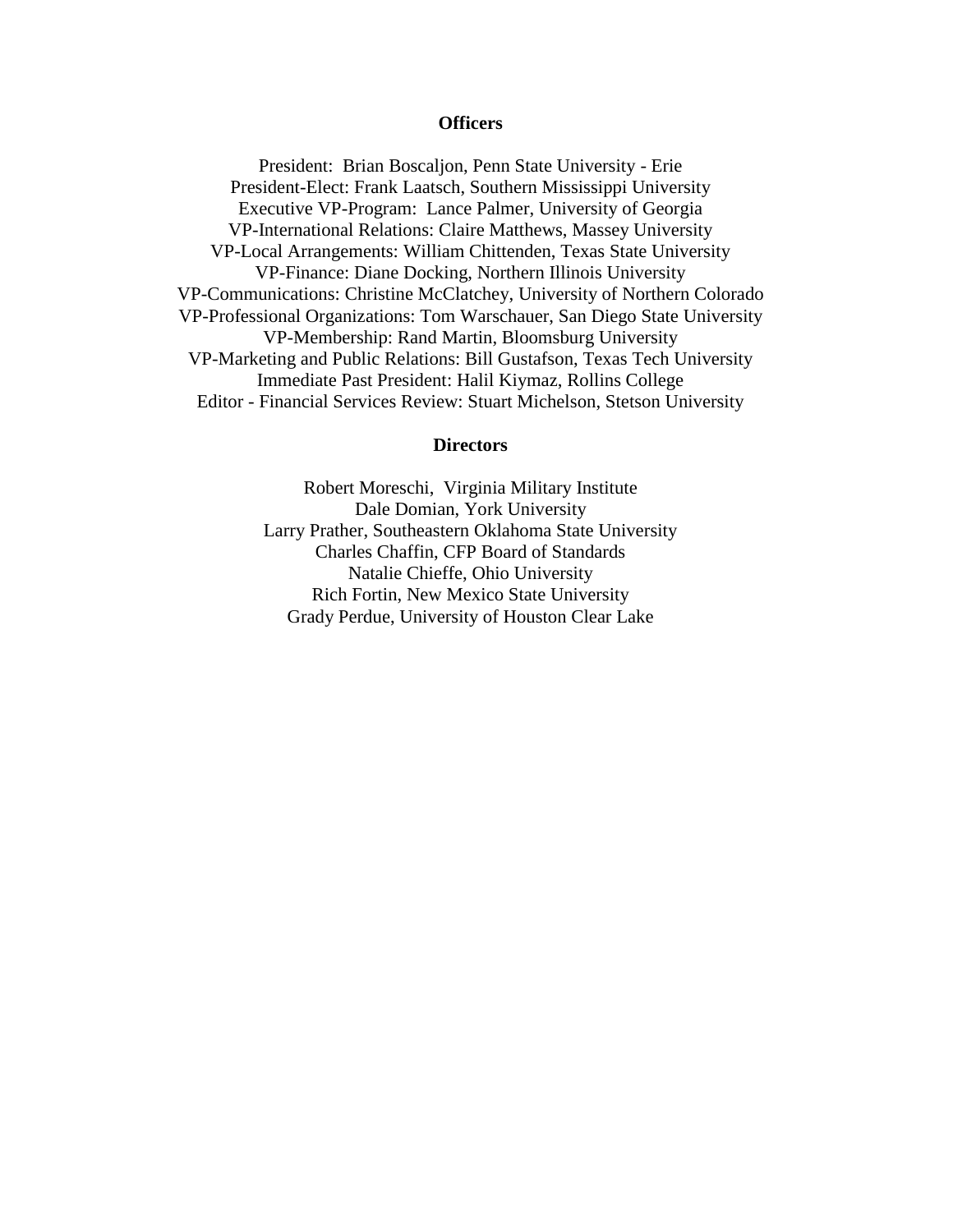**Officers**

President: Brian Boscaljon, Penn State University - Erie
President-Elect: Frank Laatsch, Southern Mississippi University
Executive VP-Program: Lance Palmer, University of Georgia
VP-International Relations: Claire Matthews, Massey University
VP-Local Arrangements: William Chittenden, Texas State University
VP-Finance: Diane Docking, Northern Illinois University
VP-Communications: Christine McClatchey, University of Northern Colorado
VP-Professional Organizations: Tom Warschauer, San Diego State University
VP-Membership: Rand Martin, Bloomsburg University
VP-Marketing and Public Relations: Bill Gustafson, Texas Tech University
Immediate Past President: Halil Kiymaz, Rollins College
Editor - Financial Services Review: Stuart Michelson, Stetson University

**Directors**

Robert Moreschi, Virginia Military Institute
Dale Domian, York University
Larry Prather, Southeastern Oklahoma State University
Charles Chaffin, CFP Board of Standards
Natalie Chieffe, Ohio University
Rich Fortin, New Mexico State University
Grady Perdue, University of Houston Clear Lake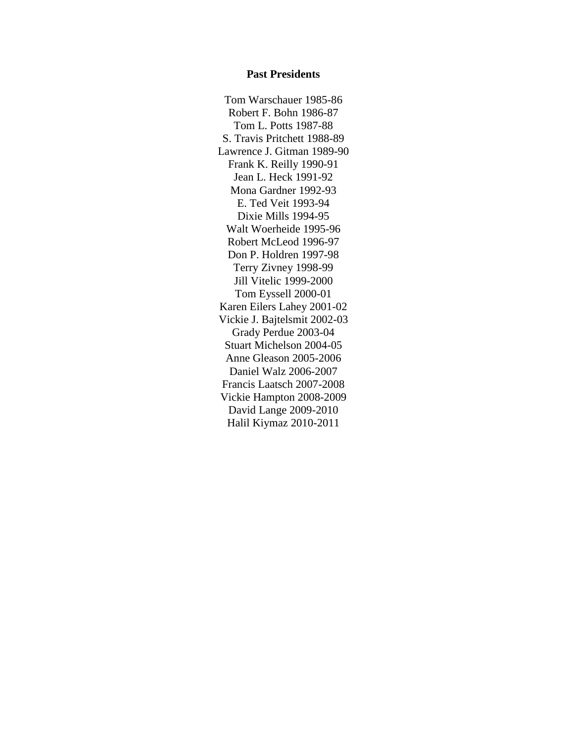**Past Presidents**

Tom Warschauer 1985-86
Robert F. Bohn 1986-87
Tom L. Potts 1987-88
S. Travis Pritchett 1988-89
Lawrence J. Gitman 1989-90
Frank K. Reilly 1990-91
Jean L. Heck 1991-92
Mona Gardner 1992-93
E. Ted Veit 1993-94
Dixie Mills 1994-95
Walt Woerheide 1995-96
Robert McLeod 1996-97
Don P. Holdren 1997-98
Terry Zivney 1998-99
Jill Vitelic 1999-2000
Tom Eyssell 2000-01
Karen Eilers Lahey 2001-02
Vickie J. Bajtelsmit 2002-03
Grady Perdue 2003-04
Stuart Michelson 2004-05
Anne Gleason 2005-2006
Daniel Walz 2006-2007
Francis Laatsch 2007-2008
Vickie Hampton 2008-2009
David Lange 2009-2010
Halil Kiymaz 2010-2011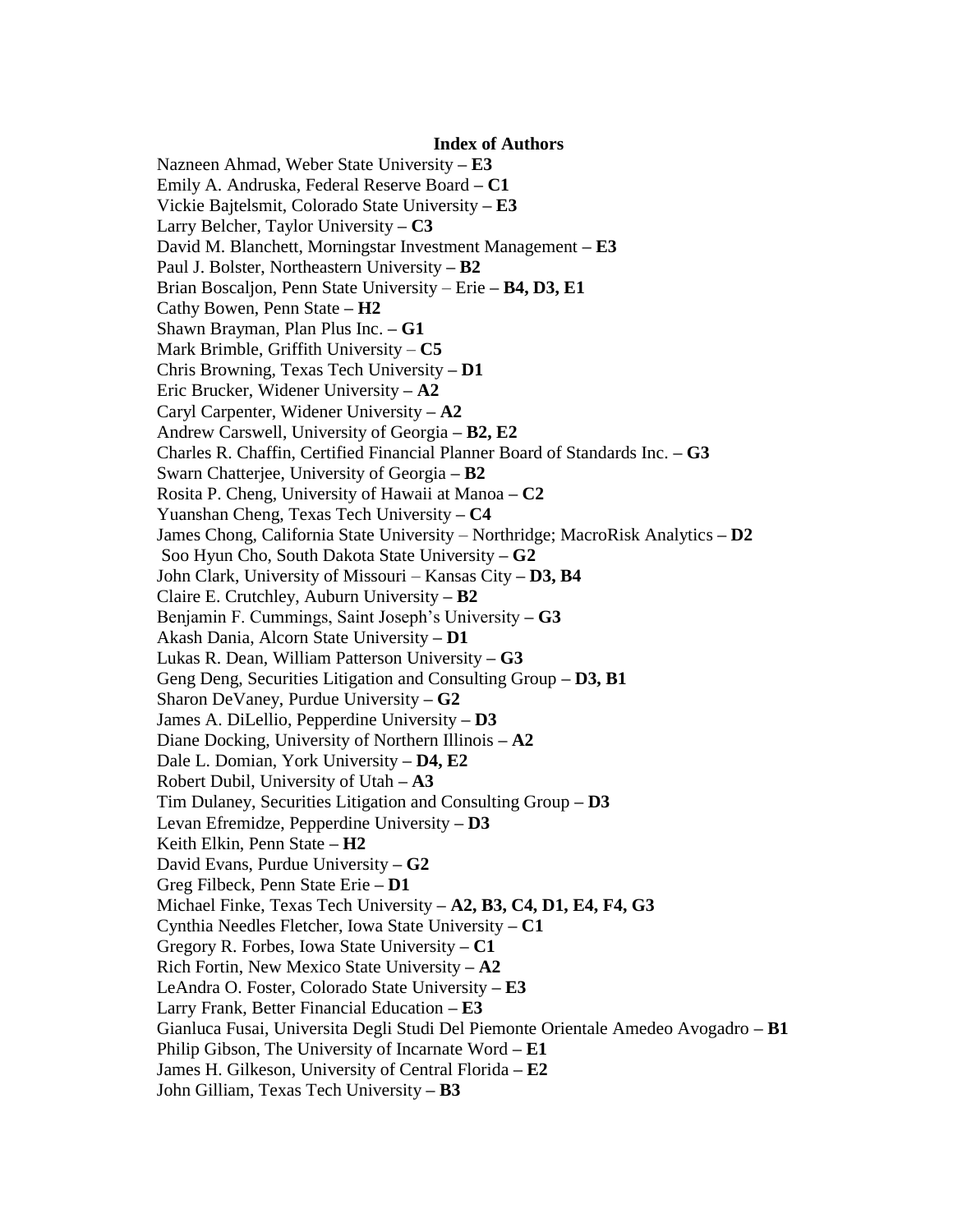**Index of Authors**

Nazneen Ahmad, Weber State University – **E3**
Emily A. Andruska, Federal Reserve Board – **C1**
Vickie Bajtelsmit, Colorado State University – **E3**
Larry Belcher, Taylor University – **C3**
David M. Blanchett, Morningstar Investment Management – **E3**
Paul J. Bolster, Northeastern University – **B2**
Brian Boscaljon, Penn State University – Erie – **B4, D3, E1**
Cathy Bowen, Penn State – **H2**
Shawn Brayman, Plan Plus Inc. – **G1**
Mark Brimble, Griffith University – **C5**
Chris Browning, Texas Tech University – **D1**
Eric Brucker, Widener University – **A2**
Caryl Carpenter, Widener University – **A2**
Andrew Carswell, University of Georgia – **B2, E2**
Charles R. Chaffin, Certified Financial Planner Board of Standards Inc. – **G3**
Swarn Chatterjee, University of Georgia – **B2**
Rosita P. Cheng, University of Hawaii at Manoa – **C2**
Yuanshan Cheng, Texas Tech University – **C4**
James Chong, California State University – Northridge; MacroRisk Analytics – **D2**
Soo Hyun Cho, South Dakota State University – **G2**
John Clark, University of Missouri – Kansas City – **D3, B4**
Claire E. Crutchley, Auburn University – **B2**
Benjamin F. Cummings, Saint Joseph's University – **G3**
Akash Dania, Alcorn State University – **D1**
Lukas R. Dean, William Patterson University – **G3**
Geng Deng, Securities Litigation and Consulting Group – **D3, B1**
Sharon DeVaney, Purdue University – **G2**
James A. DiLellio, Pepperdine University – **D3**
Diane Docking, University of Northern Illinois – **A2**
Dale L. Domian, York University – **D4, E2**
Robert Dubil, University of Utah – **A3**
Tim Dulaney, Securities Litigation and Consulting Group – **D3**
Levan Efremidze, Pepperdine University – **D3**
Keith Elkin, Penn State – **H2**
David Evans, Purdue University – **G2**
Greg Filbeck, Penn State Erie – **D1**
Michael Finke, Texas Tech University – **A2, B3, C4, D1, E4, F4, G3**
Cynthia Needles Fletcher, Iowa State University – **C1**
Gregory R. Forbes, Iowa State University – **C1**
Rich Fortin, New Mexico State University – **A2**
LeAndra O. Foster, Colorado State University – **E3**
Larry Frank, Better Financial Education – **E3**
Gianluca Fusai, Universita Degli Studi Del Piemonte Orientale Amedeo Avogadro – **B1**
Philip Gibson, The University of Incarnate Word – **E1**
James H. Gilkeson, University of Central Florida – **E2**
John Gilliam, Texas Tech University – **B3**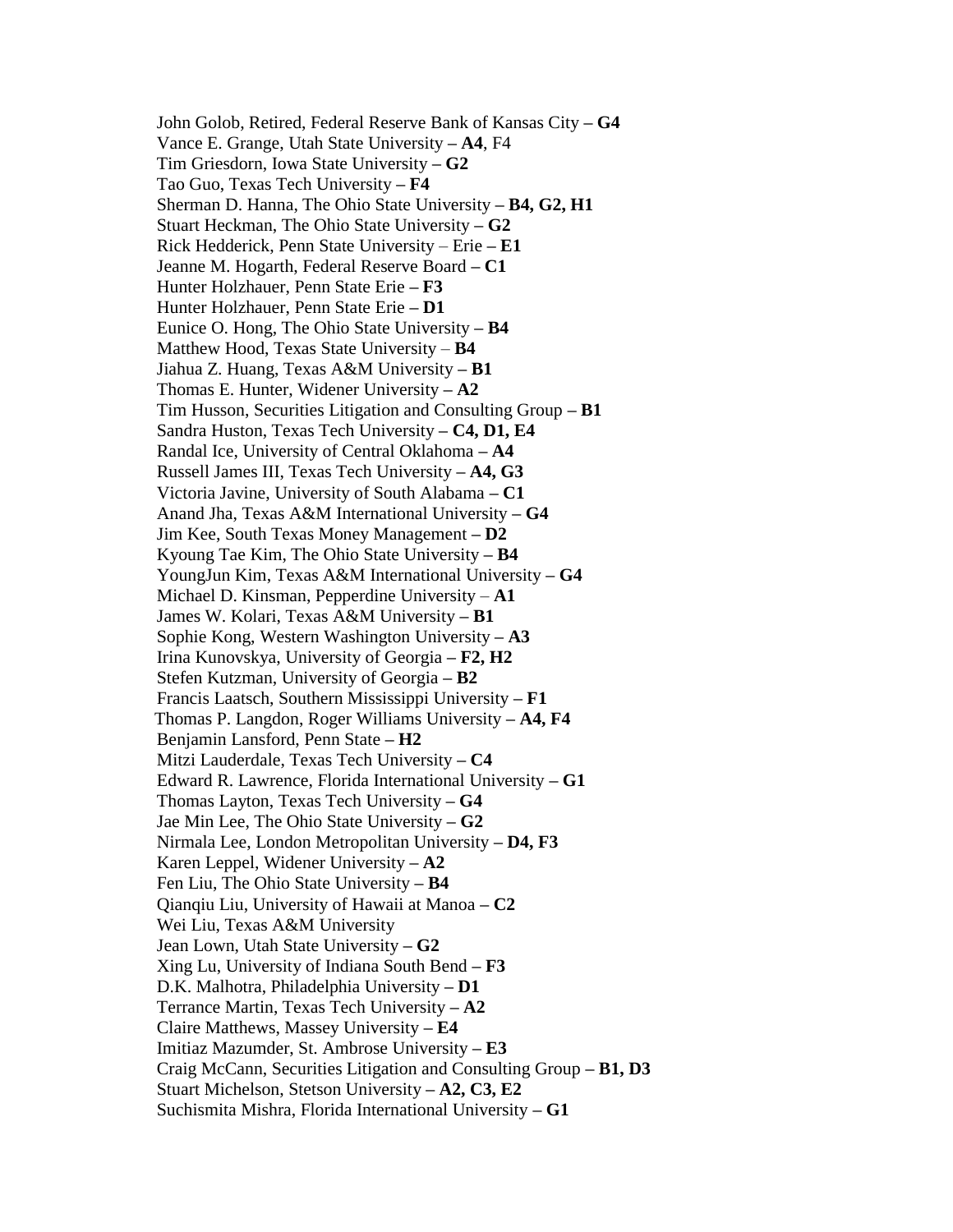John Golob, Retired, Federal Reserve Bank of Kansas City – **G4**
Vance E. Grange, Utah State University – **A4**, F4
Tim Griesdorn, Iowa State University – **G2**
Tao Guo, Texas Tech University – **F4**
Sherman D. Hanna, The Ohio State University – **B4, G2, H1**
Stuart Heckman, The Ohio State University – **G2**
Rick Hedderick, Penn State University – Erie – **E1**
Jeanne M. Hogarth, Federal Reserve Board – **C1**
Hunter Holzhauer, Penn State Erie – **F3**
Hunter Holzhauer, Penn State Erie – **D1**
Eunice O. Hong, The Ohio State University – **B4**
Matthew Hood, Texas State University – **B4**
Jiahua Z. Huang, Texas A&M University – **B1**
Thomas E. Hunter, Widener University – **A2**
Tim Husson, Securities Litigation and Consulting Group – **B1**
Sandra Huston, Texas Tech University – **C4, D1, E4**
Randal Ice, University of Central Oklahoma – **A4**
Russell James III, Texas Tech University – **A4, G3**
Victoria Javine, University of South Alabama – **C1**
Anand Jha, Texas A&M International University – **G4**
Jim Kee, South Texas Money Management – **D2**
Kyoung Tae Kim, The Ohio State University – **B4**
YoungJun Kim, Texas A&M International University – **G4**
Michael D. Kinsman, Pepperdine University – **A1**
James W. Kolari, Texas A&M University – **B1**
Sophie Kong, Western Washington University – **A3**
Irina Kunovskya, University of Georgia – **F2, H2**
Stefen Kutzman, University of Georgia – **B2**
Francis Laatsch, Southern Mississippi University – **F1**
Thomas P. Langdon, Roger Williams University – **A4, F4**
Benjamin Lansford, Penn State – **H2**
Mitzi Lauderdale, Texas Tech University – **C4**
Edward R. Lawrence, Florida International University – **G1**
Thomas Layton, Texas Tech University – **G4**
Jae Min Lee, The Ohio State University – **G2**
Nirmala Lee, London Metropolitan University – **D4, F3**
Karen Leppel, Widener University – **A2**
Fen Liu, The Ohio State University – **B4**
Qianqiu Liu, University of Hawaii at Manoa – **C2**
Wei Liu, Texas A&M University
Jean Lown, Utah State University – **G2**
Xing Lu, University of Indiana South Bend – **F3**
D.K. Malhotra, Philadelphia University – **D1**
Terrance Martin, Texas Tech University – **A2**
Claire Matthews, Massey University – **E4**
Imitiaz Mazumder, St. Ambrose University – **E3**
Craig McCann, Securities Litigation and Consulting Group – **B1, D3**
Stuart Michelson, Stetson University – **A2, C3, E2**
Suchismita Mishra, Florida International University – **G1**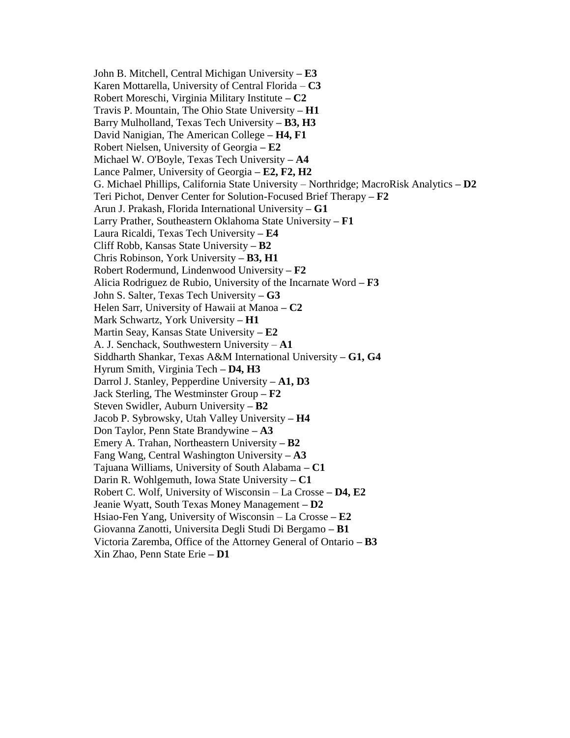John B. Mitchell, Central Michigan University – **E3**  
Karen Mottarella, University of Central Florida – **C3**  
Robert Moreschi, Virginia Military Institute – **C2**  
Travis P. Mountain, The Ohio State University – **H1**  
Barry Mulholland, Texas Tech University – **B3, H3**  
David Nanigian, The American College – **H4, F1**  
Robert Nielsen, University of Georgia – **E2**  
Michael W. O'Boyle, Texas Tech University – **A4**  
Lance Palmer, University of Georgia – **E2, F2, H2**  
G. Michael Phillips, California State University – Northridge; MacroRisk Analytics – **D2**  
Teri Pichot, Denver Center for Solution-Focused Brief Therapy – **F2**  
Arun J. Prakash, Florida International University – **G1**  
Larry Prather, Southeastern Oklahoma State University – **F1**  
Laura Ricaldi, Texas Tech University – **E4**  
Cliff Robb, Kansas State University – **B2**  
Chris Robinson, York University – **B3, H1**  
Robert Rodermund, Lindenwood University – **F2**  
Alicia Rodriguez de Rubio, University of the Incarnate Word – **F3**  
John S. Salter, Texas Tech University – **G3**  
Helen Sarr, University of Hawaii at Manoa – **C2**  
Mark Schwartz, York University – **H1**  
Martin Seay, Kansas State University – **E2**  
A. J. Senchack, Southwestern University – **A1**  
Siddharth Shankar, Texas A&M International University – **G1, G4**  
Hyrum Smith, Virginia Tech – **D4, H3**  
Darrol J. Stanley, Pepperdine University – **A1, D3**  
Jack Sterling, The Westminster Group – **F2**  
Steven Swidler, Auburn University – **B2**  
Jacob P. Sybrowsky, Utah Valley University – **H4**  
Don Taylor, Penn State Brandywine – **A3**  
Emery A. Trahan, Northeastern University – **B2**  
Fang Wang, Central Washington University – **A3**  
Tajuana Williams, University of South Alabama – **C1**  
Darin R. Wohlgemuth, Iowa State University – **C1**  
Robert C. Wolf, University of Wisconsin – La Crosse – **D4, E2**  
Jeanie Wyatt, South Texas Money Management – **D2**  
Hsiao-Fen Yang, University of Wisconsin – La Crosse – **E2**  
Giovanna Zanotti, Universita Degli Studi Di Bergamo – **B1**  
Victoria Zaremba, Office of the Attorney General of Ontario – **B3**  
Xin Zhao, Penn State Erie – **D1**